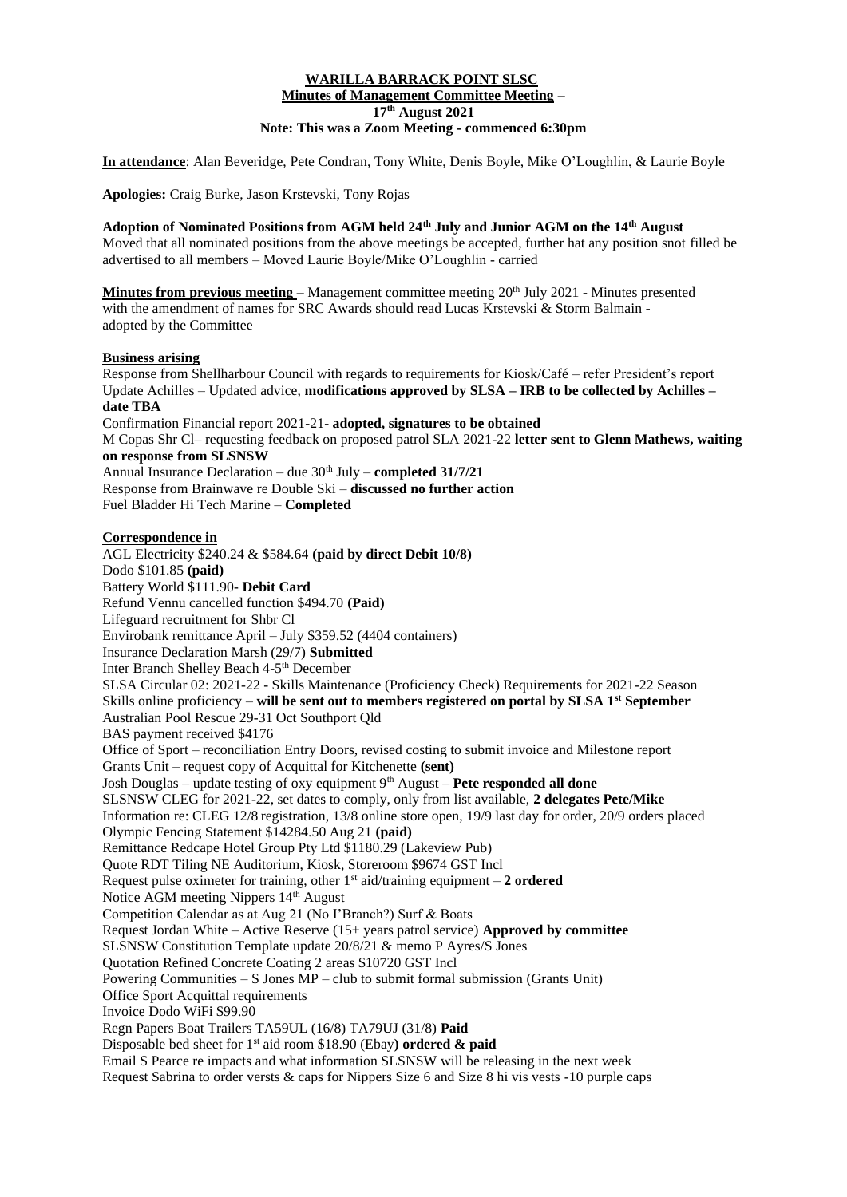**WARILLA BARRACK POINT SLSC**

**Minutes of Management Committee Meeting** –

**17th August 2021**

**Note: This was a Zoom Meeting - commenced 6:30pm**

**In attendance**: Alan Beveridge, Pete Condran, Tony White, Denis Boyle, Mike O'Loughlin, & Laurie Boyle

**Apologies:** Craig Burke, Jason Krstevski, Tony Rojas

**Adoption of Nominated Positions from AGM held 24th July and Junior AGM on the 14th August**

Moved that all nominated positions from the above meetings be accepted, further hat any position snot filled be advertised to all members – Moved Laurie Boyle/Mike O'Loughlin - carried

**Minutes from previous meeting** – Management committee meeting 20th July 2021 - Minutes presented with the amendment of names for SRC Awards should read Lucas Krstevski & Storm Balmain - adopted by the Committee

**Business arising**

Response from Shellharbour Council with regards to requirements for Kiosk/Café – refer President's report

Update Achilles – Updated advice, **modifications approved by SLSA – IRB to be collected by Achilles – date TBA**

Confirmation Financial report 2021-21- **adopted, signatures to be obtained**

M Copas Shr Cl– requesting feedback on proposed patrol SLA 2021-22 **letter sent to Glenn Mathews, waiting on response from SLSNSW**

Annual Insurance Declaration – due 30th July – **completed 31/7/21**

Response from Brainwave re Double Ski – **discussed no further action**

Fuel Bladder Hi Tech Marine – **Completed**

**Correspondence in**

AGL Electricity $240.24 & $584.64 **(paid by direct Debit 10/8)**

Dodo $101.85 **(paid)**

Battery World $111.90- **Debit Card**

Refund Vennu cancelled function $494.70 **(Paid)**

Lifeguard recruitment for Shbr Cl

Envirobank remittance April – July $359.52 (4404 containers)

Insurance Declaration Marsh (29/7) **Submitted**

Inter Branch Shelley Beach 4-5th December

SLSA Circular 02: 2021-22 - Skills Maintenance (Proficiency Check) Requirements for 2021-22 Season

Skills online proficiency – **will be sent out to members registered on portal by SLSA 1st September**

Australian Pool Rescue 29-31 Oct Southport Qld

BAS payment received $4176

Office of Sport – reconciliation Entry Doors, revised costing to submit invoice and Milestone report

Grants Unit – request copy of Acquittal for Kitchenette **(sent)**

Josh Douglas – update testing of oxy equipment 9th August – **Pete responded all done**

SLSNSW CLEG for 2021-22, set dates to comply, only from list available, **2 delegates Pete/Mike**

Information re: CLEG 12/8 registration, 13/8 online store open, 19/9 last day for order, 20/9 orders placed

Olympic Fencing Statement $14284.50 Aug 21 **(paid)**

Remittance Redcape Hotel Group Pty Ltd $1180.29 (Lakeview Pub)

Quote RDT Tiling NE Auditorium, Kiosk, Storeroom $9674 GST Incl

Request pulse oximeter for training, other 1st aid/training equipment – **2 ordered**

Notice AGM meeting Nippers 14th August

Competition Calendar as at Aug 21 (No I'Branch?) Surf & Boats

Request Jordan White – Active Reserve (15+ years patrol service) **Approved by committee**

SLSNSW Constitution Template update 20/8/21 & memo P Ayres/S Jones

Quotation Refined Concrete Coating 2 areas $10720 GST Incl

Powering Communities – S Jones MP – club to submit formal submission (Grants Unit)

Office Sport Acquittal requirements

Invoice Dodo WiFi $99.90

Regn Papers Boat Trailers TA59UL (16/8) TA79UJ (31/8) **Paid**

Disposable bed sheet for 1st aid room $18.90 (Ebay**) ordered & paid**

Email S Pearce re impacts and what information SLSNSW will be releasing in the next week

Request Sabrina to order versts & caps for Nippers Size 6 and Size 8 hi vis vests -10 purple caps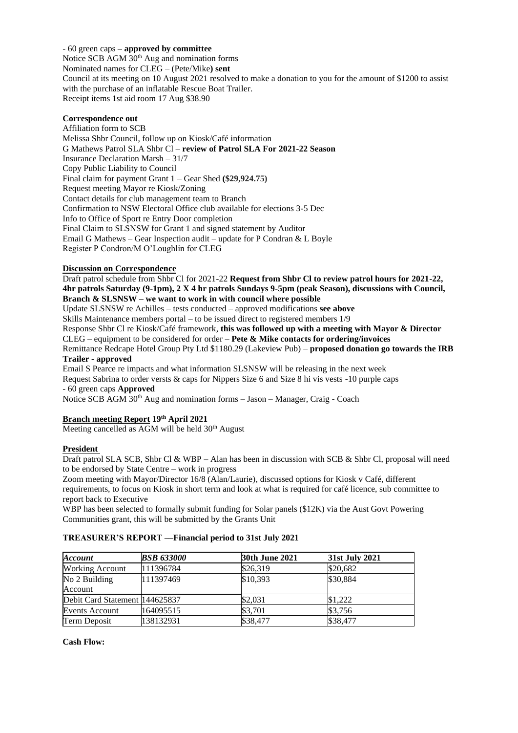- 60 green caps **– approved by committee**
Notice SCB AGM 30th Aug and nomination forms
Nominated names for CLEG – (Pete/Mike**) sent**
Council at its meeting on 10 August 2021 resolved to make a donation to you for the amount of $1200 to assist with the purchase of an inflatable Rescue Boat Trailer.
Receipt items 1st aid room 17 Aug $38.90

**Correspondence out**

Affiliation form to SCB
Melissa Shbr Council, follow up on Kiosk/Café information
G Mathews Patrol SLA Shbr Cl – **review of Patrol SLA For 2021-22 Season**
Insurance Declaration Marsh – 31/7
Copy Public Liability to Council
Final claim for payment Grant 1 – Gear Shed **($29,924.75)**
Request meeting Mayor re Kiosk/Zoning
Contact details for club management team to Branch
Confirmation to NSW Electoral Office club available for elections 3-5 Dec
Info to Office of Sport re Entry Door completion
Final Claim to SLSNSW for Grant 1 and signed statement by Auditor
Email G Mathews – Gear Inspection audit – update for P Condran & L Boyle
Register P Condron/M O'Loughlin for CLEG

**Discussion on Correspondence**

Draft patrol schedule from Shbr Cl for 2021-22 **Request from Shbr Cl to review patrol hours for 2021-22, 4hr patrols Saturday (9-1pm), 2 X 4 hr patrols Sundays 9-5pm (peak Season), discussions with Council, Branch & SLSNSW – we want to work in with council where possible**
Update SLSNSW re Achilles – tests conducted – approved modifications **see above**
Skills Maintenance members portal – to be issued direct to registered members 1/9
Response Shbr Cl re Kiosk/Café framework, **this was followed up with a meeting with Mayor & Director**
CLEG – equipment to be considered for order – **Pete & Mike contacts for ordering/invoices**
Remittance Redcape Hotel Group Pty Ltd $1180.29 (Lakeview Pub) – **proposed donation go towards the IRB Trailer - approved**
Email S Pearce re impacts and what information SLSNSW will be releasing in the next week
Request Sabrina to order versts & caps for Nippers Size 6 and Size 8 hi vis vests -10 purple caps
- 60 green caps **Approved**
Notice SCB AGM 30th Aug and nomination forms – Jason – Manager, Craig - Coach

**Branch meeting Report 19th April 2021**

Meeting cancelled as AGM will be held 30th August

**President**

Draft patrol SLA SCB, Shbr Cl & WBP – Alan has been in discussion with SCB & Shbr Cl, proposal will need to be endorsed by State Centre – work in progress
Zoom meeting with Mayor/Director 16/8 (Alan/Laurie), discussed options for Kiosk v Café, different requirements, to focus on Kiosk in short term and look at what is required for café licence, sub committee to report back to Executive
WBP has been selected to formally submit funding for Solar panels ($12K) via the Aust Govt Powering Communities grant, this will be submitted by the Grants Unit

**TREASURER'S REPORT —Financial period to 31st July 2021**

| *Account* | *BSB 633000* | 30th June 2021 | 31st July 2021 |
|---|---|---|---|
| Working Account | 111396784 | $26,319 | $20,682 |
| No 2 Building Account | 111397469 | $10,393 | $30,884 |
| Debit Card Statement | 144625837 | $2,031 | $1,222 |
| Events Account | 164095515 | $3,701 | $3,756 |
| Term Deposit | 138132931 | $38,477 | $38,477 |

**Cash Flow:**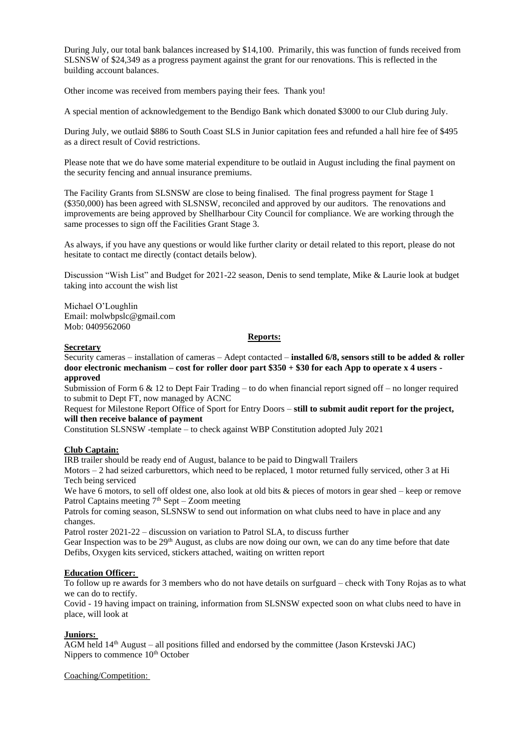During July, our total bank balances increased by $14,100. Primarily, this was function of funds received from SLSNSW of $24,349 as a progress payment against the grant for our renovations. This is reflected in the building account balances.

Other income was received from members paying their fees. Thank you!

A special mention of acknowledgement to the Bendigo Bank which donated $3000 to our Club during July.

During July, we outlaid $886 to South Coast SLS in Junior capitation fees and refunded a hall hire fee of $495 as a direct result of Covid restrictions.

Please note that we do have some material expenditure to be outlaid in August including the final payment on the security fencing and annual insurance premiums.

The Facility Grants from SLSNSW are close to being finalised. The final progress payment for Stage 1 ($350,000) has been agreed with SLSNSW, reconciled and approved by our auditors. The renovations and improvements are being approved by Shellharbour City Council for compliance. We are working through the same processes to sign off the Facilities Grant Stage 3.

As always, if you have any questions or would like further clarity or detail related to this report, please do not hesitate to contact me directly (contact details below).

Discussion "Wish List" and Budget for 2021-22 season, Denis to send template, Mike & Laurie look at budget taking into account the wish list

Michael O'Loughlin
Email: molwbpslc@gmail.com
Mob: 0409562060

**Reports:**

**Secretary**

Security cameras – installation of cameras – Adept contacted – **installed 6/8, sensors still to be added & roller door electronic mechanism – cost for roller door part $350 + $30 for each App to operate x 4 users - approved**

Submission of Form 6 & 12 to Dept Fair Trading – to do when financial report signed off – no longer required to submit to Dept FT, now managed by ACNC

Request for Milestone Report Office of Sport for Entry Doors – **still to submit audit report for the project, will then receive balance of payment**

Constitution SLSNSW -template – to check against WBP Constitution adopted July 2021

**Club Captain:**

IRB trailer should be ready end of August, balance to be paid to Dingwall Trailers

Motors – 2 had seized carburettors, which need to be replaced, 1 motor returned fully serviced, other 3 at Hi Tech being serviced

We have 6 motors, to sell off oldest one, also look at old bits & pieces of motors in gear shed – keep or remove

Patrol Captains meeting 7th Sept – Zoom meeting

Patrols for coming season, SLSNSW to send out information on what clubs need to have in place and any changes.

Patrol roster 2021-22 – discussion on variation to Patrol SLA, to discuss further

Gear Inspection was to be 29th August, as clubs are now doing our own, we can do any time before that date

Defibs, Oxygen kits serviced, stickers attached, waiting on written report

**Education Officer:**

To follow up re awards for 3 members who do not have details on surfguard – check with Tony Rojas as to what we can do to rectify.

Covid - 19 having impact on training, information from SLSNSW expected soon on what clubs need to have in place, will look at

**Juniors:**

AGM held 14th August – all positions filled and endorsed by the committee (Jason Krstevski JAC)

Nippers to commence 10th October

Coaching/Competition: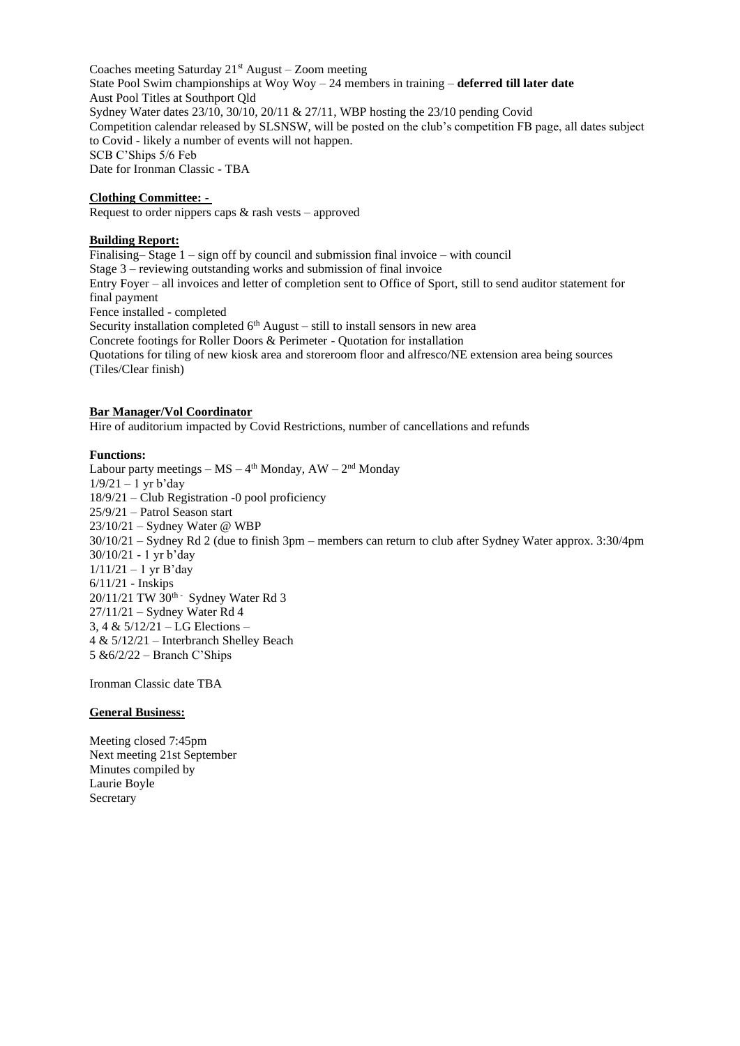Coaches meeting Saturday 21st August – Zoom meeting
State Pool Swim championships at Woy Woy – 24 members in training – **deferred till later date**
Aust Pool Titles at Southport Qld
Sydney Water dates 23/10, 30/10, 20/11 & 27/11, WBP hosting the 23/10 pending Covid
Competition calendar released by SLSNSW, will be posted on the club's competition FB page, all dates subject to Covid - likely a number of events will not happen.
SCB C'Ships 5/6 Feb
Date for Ironman Classic - TBA

**Clothing Committee: -**

Request to order nippers caps & rash vests – approved

**Building Report:**

Finalising– Stage 1 – sign off by council and submission final invoice – with council
Stage 3 – reviewing outstanding works and submission of final invoice
Entry Foyer – all invoices and letter of completion sent to Office of Sport, still to send auditor statement for final payment
Fence installed - completed
Security installation completed 6th August – still to install sensors in new area
Concrete footings for Roller Doors & Perimeter - Quotation for installation
Quotations for tiling of new kiosk area and storeroom floor and alfresco/NE extension area being sources (Tiles/Clear finish)

**Bar Manager/Vol Coordinator**

Hire of auditorium impacted by Covid Restrictions, number of cancellations and refunds

**Functions:**

Labour party meetings – MS – 4th Monday, AW – 2nd Monday
1/9/21 – 1 yr b'day
18/9/21 – Club Registration -0 pool proficiency
25/9/21 – Patrol Season start
23/10/21 – Sydney Water @ WBP
30/10/21 – Sydney Rd 2 (due to finish 3pm – members can return to club after Sydney Water approx. 3:30/4pm
30/10/21 - 1 yr b'day
1/11/21 – 1 yr B'day
6/11/21 - Inskips
20/11/21 TW 30th - Sydney Water Rd 3
27/11/21 – Sydney Water Rd 4
3, 4 & 5/12/21 – LG Elections –
4 & 5/12/21 – Interbranch Shelley Beach
5 &6/2/22 – Branch C'Ships

Ironman Classic date TBA

**General Business:**

Meeting closed 7:45pm
Next meeting 21st September
Minutes compiled by
Laurie Boyle
Secretary